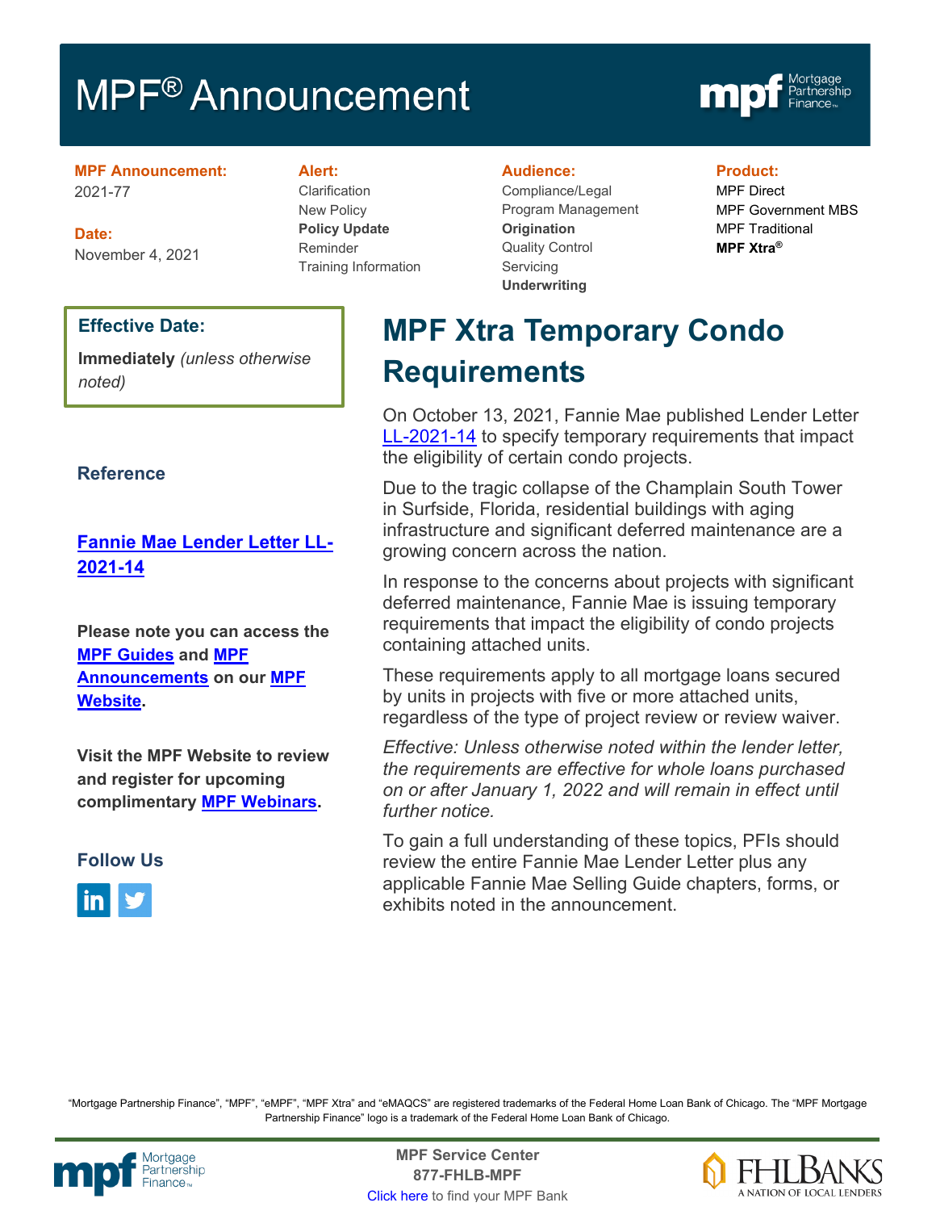# MPF® Announcement

**MPF Announcement:**
2021-77

**Date:**
November 4, 2021

**Alert:**
Clarification
New Policy
**Policy Update**
Reminder
Training Information

**Audience:**
Compliance/Legal
Program Management
**Origination**
Quality Control
Servicing
**Underwriting**

**Product:**
MPF Direct
MPF Government MBS
MPF Traditional
**MPF Xtra®**

**Effective Date:**

**Immediately** *(unless otherwise noted)*

## MPF Xtra Temporary Condo Requirements

On October 13, 2021, Fannie Mae published Lender Letter LL-2021-14 to specify temporary requirements that impact the eligibility of certain condo projects.

Due to the tragic collapse of the Champlain South Tower in Surfside, Florida, residential buildings with aging infrastructure and significant deferred maintenance are a growing concern across the nation.

In response to the concerns about projects with significant deferred maintenance, Fannie Mae is issuing temporary requirements that impact the eligibility of condo projects containing attached units.

These requirements apply to all mortgage loans secured by units in projects with five or more attached units, regardless of the type of project review or review waiver.

*Effective: Unless otherwise noted within the lender letter, the requirements are effective for whole loans purchased on or after January 1, 2022 and will remain in effect until further notice.*

To gain a full understanding of these topics, PFIs should review the entire Fannie Mae Lender Letter plus any applicable Fannie Mae Selling Guide chapters, forms, or exhibits noted in the announcement.

### Reference

**Fannie Mae Lender Letter LL-2021-14**

**Please note you can access the MPF Guides and MPF Announcements on our MPF Website.**

**Visit the MPF Website to review and register for upcoming complimentary MPF Webinars.**

### Follow Us

"Mortgage Partnership Finance", "MPF", "eMPF", "MPF Xtra" and "eMAQCS" are registered trademarks of the Federal Home Loan Bank of Chicago. The "MPF Mortgage Partnership Finance" logo is a trademark of the Federal Home Loan Bank of Chicago.

**MPF Service Center**
**877-FHLB-MPF**
Click here to find your MPF Bank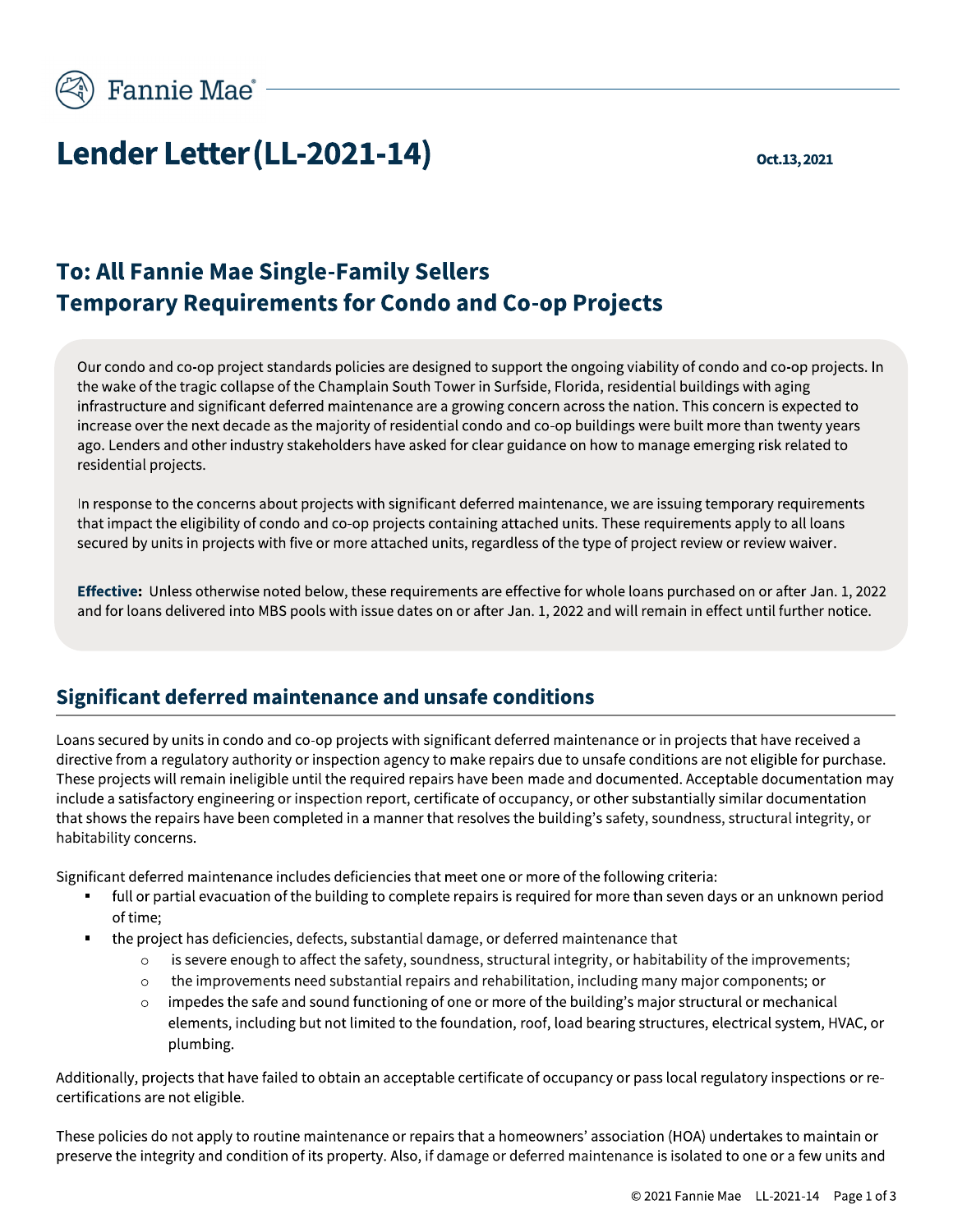# Lender Letter (LL-2021-14)

Oct. 13, 2021

## To: All Fannie Mae Single-Family Sellers
## Temporary Requirements for Condo and Co-op Projects

Our condo and co-op project standards policies are designed to support the ongoing viability of condo and co-op projects. In the wake of the tragic collapse of the Champlain South Tower in Surfside, Florida, residential buildings with aging infrastructure and significant deferred maintenance are a growing concern across the nation. This concern is expected to increase over the next decade as the majority of residential condo and co-op buildings were built more than twenty years ago. Lenders and other industry stakeholders have asked for clear guidance on how to manage emerging risk related to residential projects.

In response to the concerns about projects with significant deferred maintenance, we are issuing temporary requirements that impact the eligibility of condo and co-op projects containing attached units. These requirements apply to all loans secured by units in projects with five or more attached units, regardless of the type of project review or review waiver.

**Effective:** Unless otherwise noted below, these requirements are effective for whole loans purchased on or after Jan. 1, 2022 and for loans delivered into MBS pools with issue dates on or after Jan. 1, 2022 and will remain in effect until further notice.

## Significant deferred maintenance and unsafe conditions

Loans secured by units in condo and co-op projects with significant deferred maintenance or in projects that have received a directive from a regulatory authority or inspection agency to make repairs due to unsafe conditions are not eligible for purchase. These projects will remain ineligible until the required repairs have been made and documented. Acceptable documentation may include a satisfactory engineering or inspection report, certificate of occupancy, or other substantially similar documentation that shows the repairs have been completed in a manner that resolves the building's safety, soundness, structural integrity, or habitability concerns.

Significant deferred maintenance includes deficiencies that meet one or more of the following criteria:

- full or partial evacuation of the building to complete repairs is required for more than seven days or an unknown period of time;
- the project has deficiencies, defects, substantial damage, or deferred maintenance that
  - is severe enough to affect the safety, soundness, structural integrity, or habitability of the improvements;
  - the improvements need substantial repairs and rehabilitation, including many major components; or
  - impedes the safe and sound functioning of one or more of the building's major structural or mechanical elements, including but not limited to the foundation, roof, load bearing structures, electrical system, HVAC, or plumbing.

Additionally, projects that have failed to obtain an acceptable certificate of occupancy or pass local regulatory inspections or re-certifications are not eligible.

These policies do not apply to routine maintenance or repairs that a homeowners' association (HOA) undertakes to maintain or preserve the integrity and condition of its property. Also, if damage or deferred maintenance is isolated to one or a few units and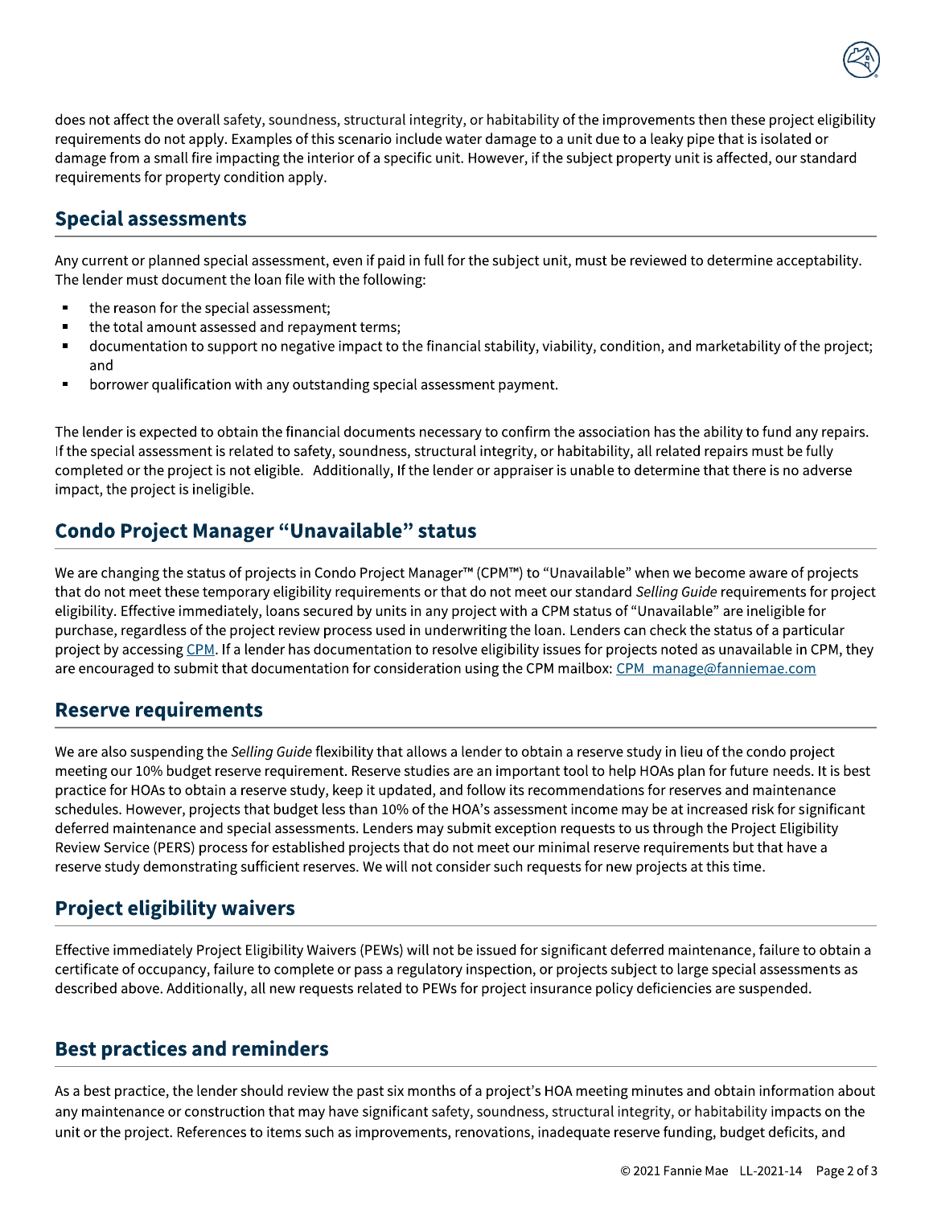does not affect the overall safety, soundness, structural integrity, or habitability of the improvements then these project eligibility requirements do not apply. Examples of this scenario include water damage to a unit due to a leaky pipe that is isolated or damage from a small fire impacting the interior of a specific unit. However, if the subject property unit is affected, our standard requirements for property condition apply.

## Special assessments

Any current or planned special assessment, even if paid in full for the subject unit, must be reviewed to determine acceptability. The lender must document the loan file with the following:

- the reason for the special assessment;
- the total amount assessed and repayment terms;
- documentation to support no negative impact to the financial stability, viability, condition, and marketability of the project; and
- borrower qualification with any outstanding special assessment payment.

The lender is expected to obtain the financial documents necessary to confirm the association has the ability to fund any repairs. If the special assessment is related to safety, soundness, structural integrity, or habitability, all related repairs must be fully completed or the project is not eligible. Additionally, If the lender or appraiser is unable to determine that there is no adverse impact, the project is ineligible.

## Condo Project Manager "Unavailable" status

We are changing the status of projects in Condo Project Manager™ (CPM™) to "Unavailable" when we become aware of projects that do not meet these temporary eligibility requirements or that do not meet our standard *Selling Guide* requirements for project eligibility. Effective immediately, loans secured by units in any project with a CPM status of "Unavailable" are ineligible for purchase, regardless of the project review process used in underwriting the loan. Lenders can check the status of a particular project by accessing CPM. If a lender has documentation to resolve eligibility issues for projects noted as unavailable in CPM, they are encouraged to submit that documentation for consideration using the CPM mailbox: CPM_manage@fanniemae.com

## Reserve requirements

We are also suspending the *Selling Guide* flexibility that allows a lender to obtain a reserve study in lieu of the condo project meeting our 10% budget reserve requirement. Reserve studies are an important tool to help HOAs plan for future needs. It is best practice for HOAs to obtain a reserve study, keep it updated, and follow its recommendations for reserves and maintenance schedules. However, projects that budget less than 10% of the HOA's assessment income may be at increased risk for significant deferred maintenance and special assessments. Lenders may submit exception requests to us through the Project Eligibility Review Service (PERS) process for established projects that do not meet our minimal reserve requirements but that have a reserve study demonstrating sufficient reserves. We will not consider such requests for new projects at this time.

## Project eligibility waivers

Effective immediately Project Eligibility Waivers (PEWs) will not be issued for significant deferred maintenance, failure to obtain a certificate of occupancy, failure to complete or pass a regulatory inspection, or projects subject to large special assessments as described above. Additionally, all new requests related to PEWs for project insurance policy deficiencies are suspended.

## Best practices and reminders

As a best practice, the lender should review the past six months of a project's HOA meeting minutes and obtain information about any maintenance or construction that may have significant safety, soundness, structural integrity, or habitability impacts on the unit or the project. References to items such as improvements, renovations, inadequate reserve funding, budget deficits, and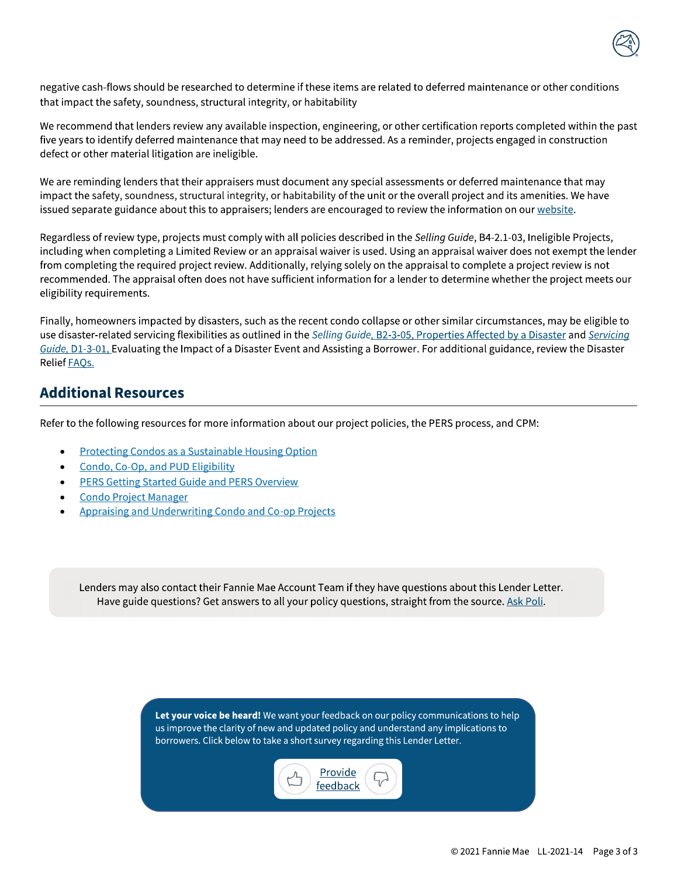negative cash-flows should be researched to determine if these items are related to deferred maintenance or other conditions that impact the safety, soundness, structural integrity, or habitability

We recommend that lenders review any available inspection, engineering, or other certification reports completed within the past five years to identify deferred maintenance that may need to be addressed. As a reminder, projects engaged in construction defect or other material litigation are ineligible.

We are reminding lenders that their appraisers must document any special assessments or deferred maintenance that may impact the safety, soundness, structural integrity, or habitability of the unit or the overall project and its amenities. We have issued separate guidance about this to appraisers; lenders are encouraged to review the information on our website.

Regardless of review type, projects must comply with all policies described in the *Selling Guide*, B4-2.1-03, Ineligible Projects, including when completing a Limited Review or an appraisal waiver is used. Using an appraisal waiver does not exempt the lender from completing the required project review. Additionally, relying solely on the appraisal to complete a project review is not recommended. The appraisal often does not have sufficient information for a lender to determine whether the project meets our eligibility requirements.

Finally, homeowners impacted by disasters, such as the recent condo collapse or other similar circumstances, may be eligible to use disaster-related servicing flexibilities as outlined in the *Selling Guide*, B2-3-05, Properties Affected by a Disaster and *Servicing Guide*, D1-3-01, Evaluating the Impact of a Disaster Event and Assisting a Borrower. For additional guidance, review the Disaster Relief FAQs.

## Additional Resources

Refer to the following resources for more information about our project policies, the PERS process, and CPM:

- Protecting Condos as a Sustainable Housing Option
- Condo, Co-Op, and PUD Eligibility
- PERS Getting Started Guide and PERS Overview
- Condo Project Manager
- Appraising and Underwriting Condo and Co-op Projects

Lenders may also contact their Fannie Mae Account Team if they have questions about this Lender Letter. Have guide questions? Get answers to all your policy questions, straight from the source. Ask Poli.

**Let your voice be heard!** We want your feedback on our policy communications to help us improve the clarity of new and updated policy and understand any implications to borrowers. Click below to take a short survey regarding this Lender Letter.

Provide feedback

© 2021 Fannie Mae LL-2021-14